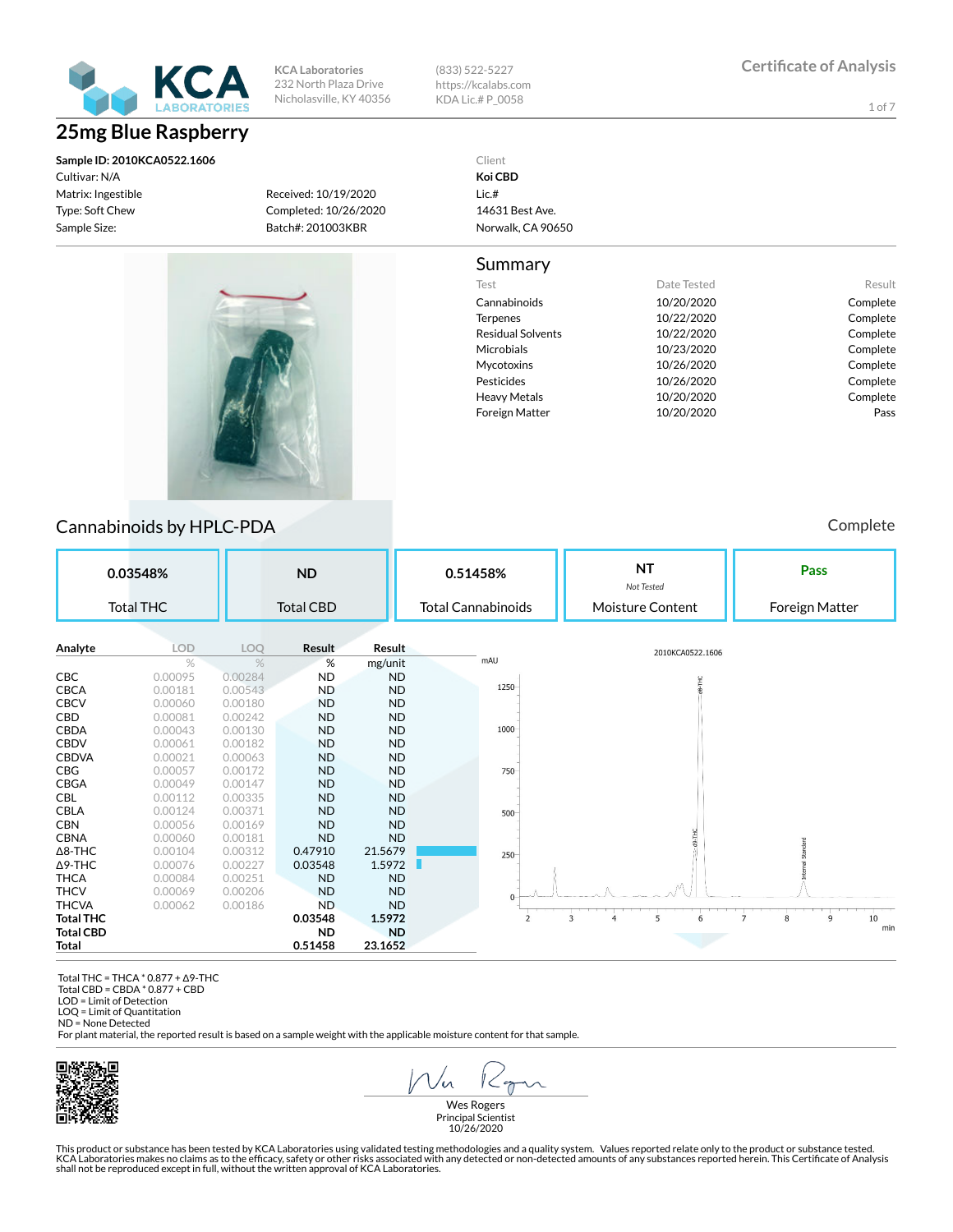**KCA Laboratories**
232 North Plaza Drive
Nicholasville, KY 40356

(833) 522-5227
https://kcalabs.com
KDA Lic.# P_0058

Certificate of Analysis

# 25mg Blue Raspberry

**Sample ID: 2010KCA0522.1606**
Cultivar: N/A
Matrix: Ingestible
Type: Soft Chew
Sample Size:

Received: 10/19/2020
Completed: 10/26/2020
Batch#: 201003KBR

Client
**Koi CBD**
Lic.#
14631 Best Ave.
Norwalk, CA 90650

## Summary

| Test | Date Tested | Result |
|---|---|---|
| Cannabinoids | 10/20/2020 | Complete |
| Terpenes | 10/22/2020 | Complete |
| Residual Solvents | 10/22/2020 | Complete |
| Microbials | 10/23/2020 | Complete |
| Mycotoxins | 10/26/2020 | Complete |
| Pesticides | 10/26/2020 | Complete |
| Heavy Metals | 10/20/2020 | Complete |
| Foreign Matter | 10/20/2020 | Pass |

## Cannabinoids by HPLC-PDA

Complete

| 0.03548% | ND | 0.51458% | NT *Not Tested* | Pass |
|---|---|---|---|---|
| Total THC | Total CBD | Total Cannabinoids | Moisture Content | Foreign Matter |

| Analyte | LOD % | LOQ % | Result % | Result mg/unit |
|---|---|---|---|---|
| CBC | 0.00095 | 0.00284 | ND | ND |
| CBCA | 0.00181 | 0.00543 | ND | ND |
| CBCV | 0.00060 | 0.00180 | ND | ND |
| CBD | 0.00081 | 0.00242 | ND | ND |
| CBDA | 0.00043 | 0.00130 | ND | ND |
| CBDV | 0.00061 | 0.00182 | ND | ND |
| CBDVA | 0.00021 | 0.00063 | ND | ND |
| CBG | 0.00057 | 0.00172 | ND | ND |
| CBGA | 0.00049 | 0.00147 | ND | ND |
| CBL | 0.00112 | 0.00335 | ND | ND |
| CBLA | 0.00124 | 0.00371 | ND | ND |
| CBN | 0.00056 | 0.00169 | ND | ND |
| CBNA | 0.00060 | 0.00181 | ND | ND |
| Δ8-THC | 0.00104 | 0.00312 | 0.47910 | 21.5679 |
| Δ9-THC | 0.00076 | 0.00227 | 0.03548 | 1.5972 |
| THCA | 0.00084 | 0.00251 | ND | ND |
| THCV | 0.00069 | 0.00206 | ND | ND |
| THCVA | 0.00062 | 0.00186 | ND | ND |
| **Total THC** | | | **0.03548** | **1.5972** |
| **Total CBD** | | | **ND** | **ND** |
| **Total** | | | **0.51458** | **23.1652** |

Total THC = THCA * 0.877 + Δ9-THC
Total CBD = CBDA * 0.877 + CBD
LOD = Limit of Detection
LOQ = Limit of Quantitation
ND = None Detected
For plant material, the reported result is based on a sample weight with the applicable moisture content for that sample.

Wes Rogers
Principal Scientist
10/26/2020

This product or substance has been tested by KCA Laboratories using validated testing methodologies and a quality system. Values reported relate only to the product or substance tested. KCA Laboratories makes no claims as to the efficacy, safety or other risks associated with any detected or non-detected amounts of any substances reported herein. This Certificate of Analysis shall not be reproduced except in full, without the written approval of KCA Laboratories.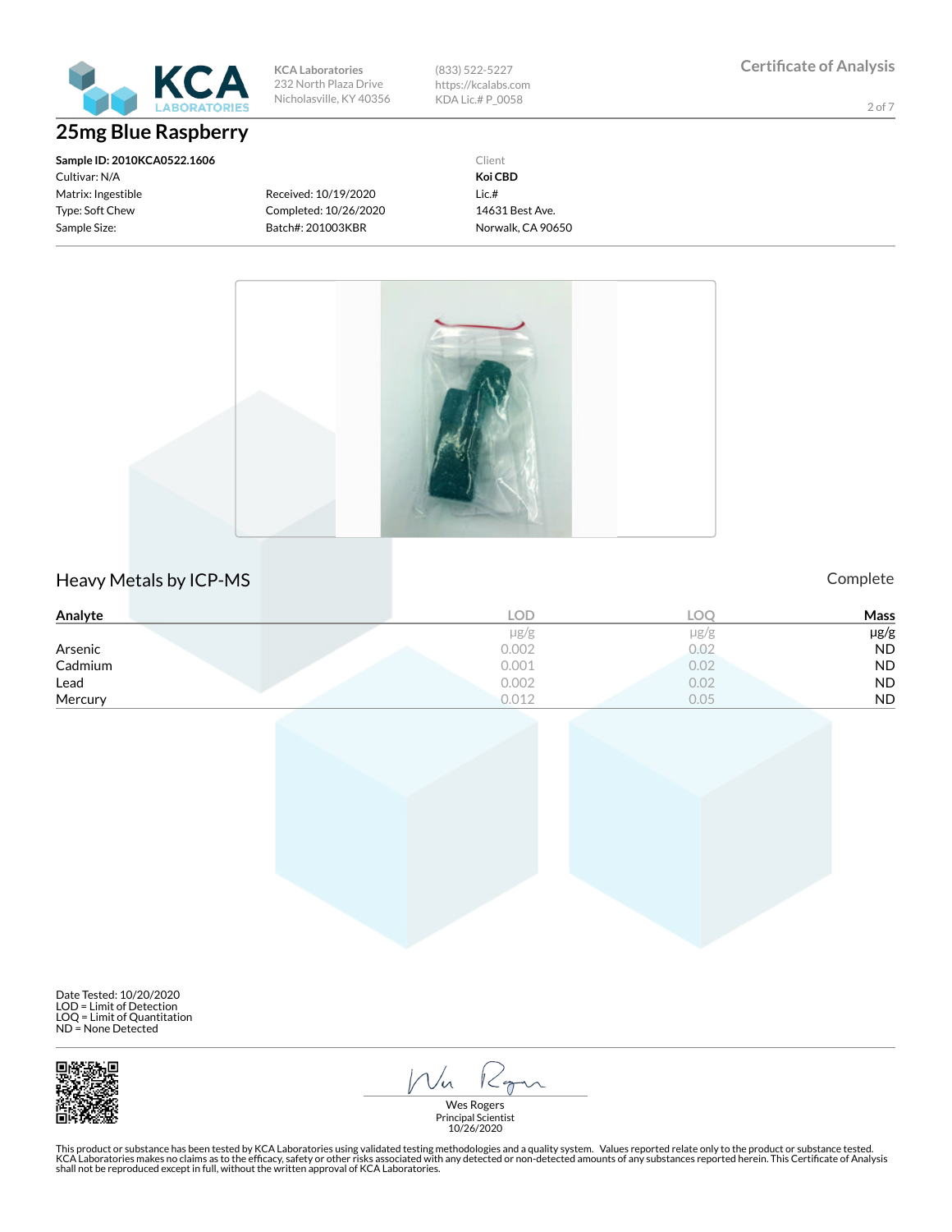KCA Laboratories
232 North Plaza Drive
Nicholasville, KY 40356

(833) 522-5227
https://kcalabs.com
KDA Lic.# P_0058

Certificate of Analysis

# 25mg Blue Raspberry

**Sample ID: 2010KCA0522.1606**
Cultivar: N/A
Matrix: Ingestible
Type: Soft Chew
Sample Size:

Received: 10/19/2020
Completed: 10/26/2020
Batch#: 201003KBR

Client
**Koi CBD**
Lic.#
14631 Best Ave.
Norwalk, CA 90650

## Heavy Metals by ICP-MS

Complete

| Analyte | LOD | LOQ | Mass |
|---|---|---|---|
| | µg/g | µg/g | µg/g |
| Arsenic | 0.002 | 0.02 | ND |
| Cadmium | 0.001 | 0.02 | ND |
| Lead | 0.002 | 0.02 | ND |
| Mercury | 0.012 | 0.05 | ND |

Date Tested: 10/20/2020
LOD = Limit of Detection
LOQ = Limit of Quantitation
ND = None Detected

Wes Rogers
Principal Scientist
10/26/2020

This product or substance has been tested by KCA Laboratories using validated testing methodologies and a quality system. Values reported relate only to the product or substance tested. KCA Laboratories makes no claims as to the efficacy, safety or other risks associated with any detected or non-detected amounts of any substances reported herein. This Certificate of Analysis shall not be reproduced except in full, without the written approval of KCA Laboratories.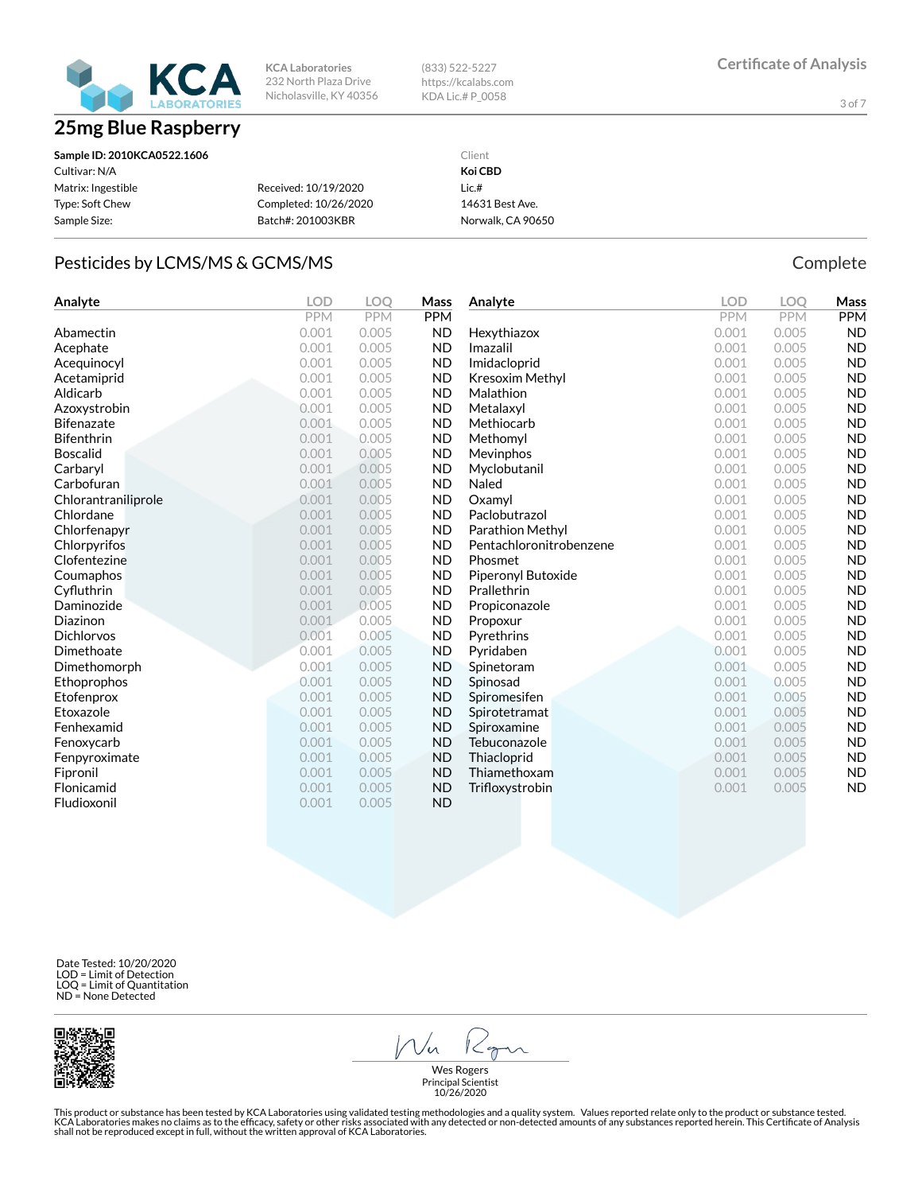KCA Laboratories
232 North Plaza Drive
Nicholasville, KY 40356

(833) 522-5227
https://kcalabs.com
KDA Lic.# P_0058

Certificate of Analysis

# 25mg Blue Raspberry

**Sample ID: 2010KCA0522.1606**
Cultivar: N/A
Matrix: Ingestible
Type: Soft Chew
Sample Size:

Received: 10/19/2020
Completed: 10/26/2020
Batch#: 201003KBR

Client
**Koi CBD**
Lic.#
14631 Best Ave.
Norwalk, CA 90650

## Pesticides by LCMS/MS & GCMS/MS

Complete

| Analyte | LOD PPM | LOQ PPM | Mass PPM |
|---|---|---|---|
| Abamectin | 0.001 | 0.005 | ND |
| Acephate | 0.001 | 0.005 | ND |
| Acequinocyl | 0.001 | 0.005 | ND |
| Acetamiprid | 0.001 | 0.005 | ND |
| Aldicarb | 0.001 | 0.005 | ND |
| Azoxystrobin | 0.001 | 0.005 | ND |
| Bifenazate | 0.001 | 0.005 | ND |
| Bifenthrin | 0.001 | 0.005 | ND |
| Boscalid | 0.001 | 0.005 | ND |
| Carbaryl | 0.001 | 0.005 | ND |
| Carbofuran | 0.001 | 0.005 | ND |
| Chlorantraniliprole | 0.001 | 0.005 | ND |
| Chlordane | 0.001 | 0.005 | ND |
| Chlorfenapyr | 0.001 | 0.005 | ND |
| Chlorpyrifos | 0.001 | 0.005 | ND |
| Clofentezine | 0.001 | 0.005 | ND |
| Coumaphos | 0.001 | 0.005 | ND |
| Cyfluthrin | 0.001 | 0.005 | ND |
| Daminozide | 0.001 | 0.005 | ND |
| Diazinon | 0.001 | 0.005 | ND |
| Dichlorvos | 0.001 | 0.005 | ND |
| Dimethoate | 0.001 | 0.005 | ND |
| Dimethomorph | 0.001 | 0.005 | ND |
| Ethoprophos | 0.001 | 0.005 | ND |
| Etofenprox | 0.001 | 0.005 | ND |
| Etoxazole | 0.001 | 0.005 | ND |
| Fenhexamid | 0.001 | 0.005 | ND |
| Fenoxycarb | 0.001 | 0.005 | ND |
| Fenpyroximate | 0.001 | 0.005 | ND |
| Fipronil | 0.001 | 0.005 | ND |
| Flonicamid | 0.001 | 0.005 | ND |
| Fludioxonil | 0.001 | 0.005 | ND |
| Hexythiazox | 0.001 | 0.005 | ND |
| Imazalil | 0.001 | 0.005 | ND |
| Imidacloprid | 0.001 | 0.005 | ND |
| Kresoxim Methyl | 0.001 | 0.005 | ND |
| Malathion | 0.001 | 0.005 | ND |
| Metalaxyl | 0.001 | 0.005 | ND |
| Methiocarb | 0.001 | 0.005 | ND |
| Methomyl | 0.001 | 0.005 | ND |
| Mevinphos | 0.001 | 0.005 | ND |
| Myclobutanil | 0.001 | 0.005 | ND |
| Naled | 0.001 | 0.005 | ND |
| Oxamyl | 0.001 | 0.005 | ND |
| Paclobutrazol | 0.001 | 0.005 | ND |
| Parathion Methyl | 0.001 | 0.005 | ND |
| Pentachloronitrobenzene | 0.001 | 0.005 | ND |
| Phosmet | 0.001 | 0.005 | ND |
| Piperonyl Butoxide | 0.001 | 0.005 | ND |
| Prallethrin | 0.001 | 0.005 | ND |
| Propiconazole | 0.001 | 0.005 | ND |
| Propoxur | 0.001 | 0.005 | ND |
| Pyrethrins | 0.001 | 0.005 | ND |
| Pyridaben | 0.001 | 0.005 | ND |
| Spinetoram | 0.001 | 0.005 | ND |
| Spinosad | 0.001 | 0.005 | ND |
| Spiromesifen | 0.001 | 0.005 | ND |
| Spirotetramat | 0.001 | 0.005 | ND |
| Spiroxamine | 0.001 | 0.005 | ND |
| Tebuconazole | 0.001 | 0.005 | ND |
| Thiacloprid | 0.001 | 0.005 | ND |
| Thiamethoxam | 0.001 | 0.005 | ND |
| Trifloxystrobin | 0.001 | 0.005 | ND |

Date Tested: 10/20/2020
LOD = Limit of Detection
LOQ = Limit of Quantitation
ND = None Detected

Wes Rogers
Principal Scientist
10/26/2020

This product or substance has been tested by KCA Laboratories using validated testing methodologies and a quality system. Values reported relate only to the product or substance tested. KCA Laboratories makes no claims as to the efficacy, safety or other risks associated with any detected or non-detected amounts of any substances reported herein. This Certificate of Analysis shall not be reproduced except in full, without the written approval of KCA Laboratories.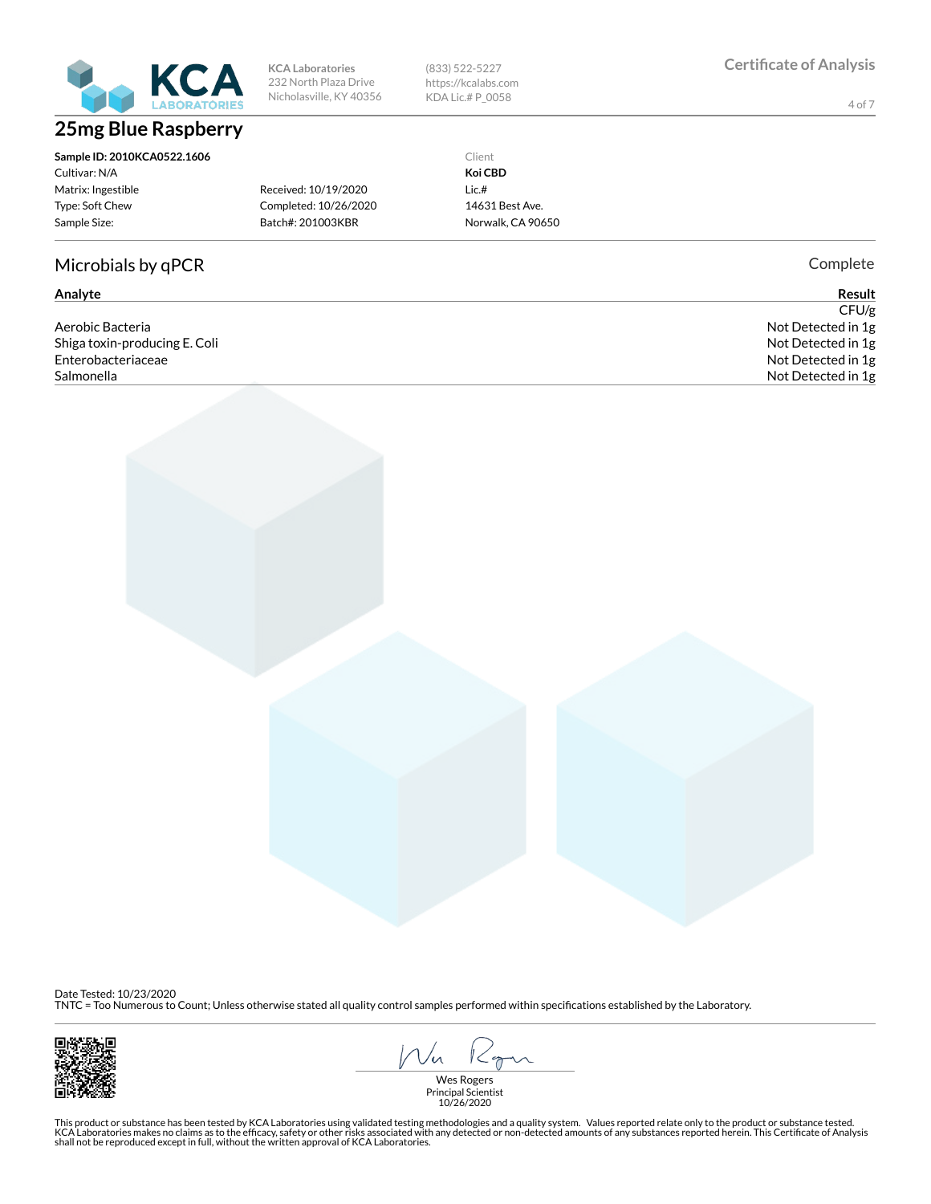KCA Laboratories
232 North Plaza Drive
Nicholasville, KY 40356

(833) 522-5227
https://kcalabs.com
KDA Lic.# P_0058

Certificate of Analysis

# 25mg Blue Raspberry

**Sample ID: 2010KCA0522.1606**
Cultivar: N/A
Matrix: Ingestible
Type: Soft Chew
Sample Size:

Received: 10/19/2020
Completed: 10/26/2020
Batch#: 201003KBR

Client
**Koi CBD**
Lic.#
14631 Best Ave.
Norwalk, CA 90650

## Microbials by qPCR

Complete

| Analyte | Result |
|---|---|
| | CFU/g |
| Aerobic Bacteria | Not Detected in 1g |
| Shiga toxin-producing E. Coli | Not Detected in 1g |
| Enterobacteriaceae | Not Detected in 1g |
| Salmonella | Not Detected in 1g |

Date Tested: 10/23/2020
TNTC = Too Numerous to Count; Unless otherwise stated all quality control samples performed within specifications established by the Laboratory.

Wes Rogers
Principal Scientist
10/26/2020

This product or substance has been tested by KCA Laboratories using validated testing methodologies and a quality system. Values reported relate only to the product or substance tested. KCA Laboratories makes no claims as to the efficacy, safety or other risks associated with any detected or non-detected amounts of any substances reported herein. This Certificate of Analysis shall not be reproduced except in full, without the written approval of KCA Laboratories.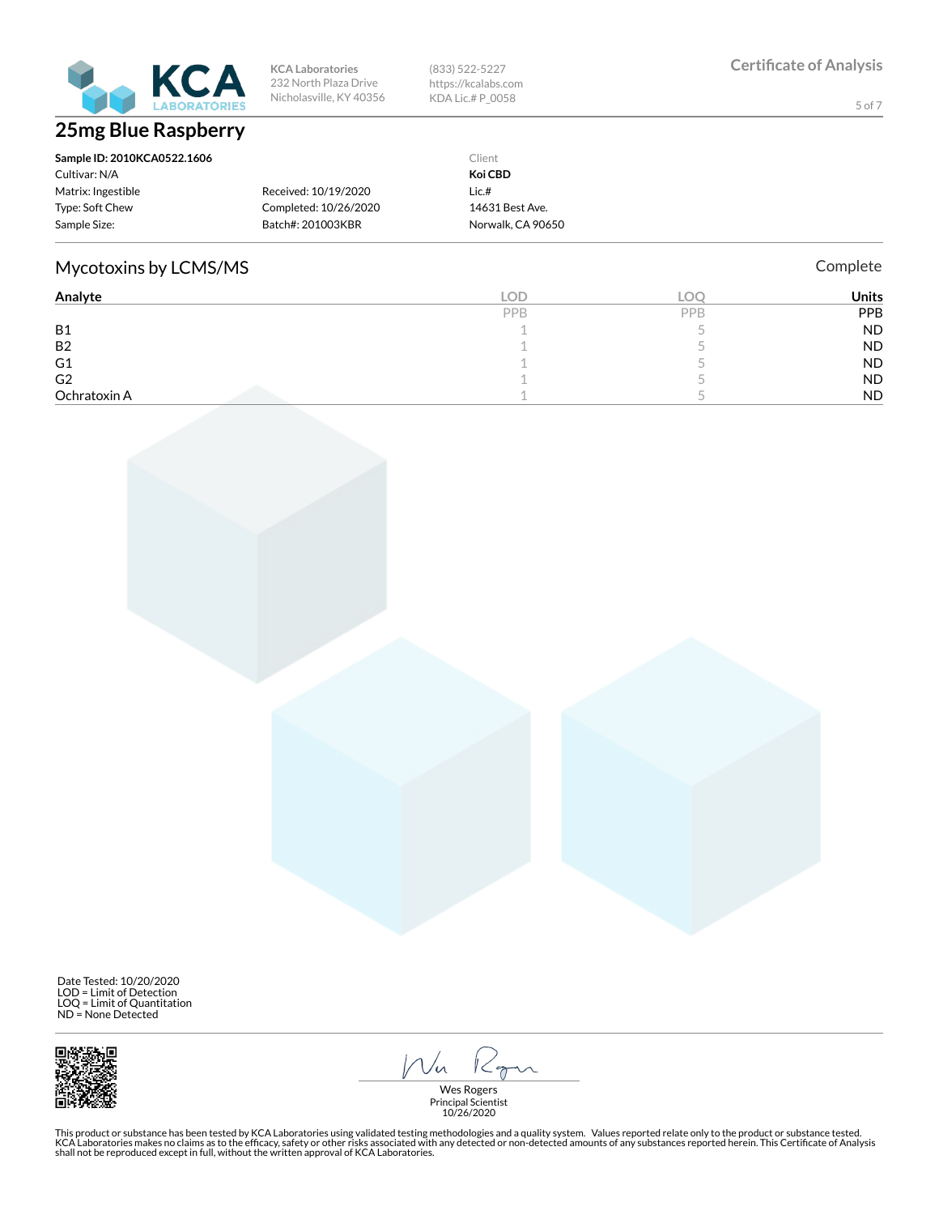KCA Laboratories
232 North Plaza Drive
Nicholasville, KY 40356

(833) 522-5227
https://kcalabs.com
KDA Lic.# P_0058

Certificate of Analysis

# 25mg Blue Raspberry

**Sample ID: 2010KCA0522.1606**
Cultivar: N/A
Matrix: Ingestible
Type: Soft Chew
Sample Size:

Received: 10/19/2020
Completed: 10/26/2020
Batch#: 201003KBR

Client
**Koi CBD**
Lic.#
14631 Best Ave.
Norwalk, CA 90650

## Mycotoxins by LCMS/MS

Complete

| Analyte | LOD | LOQ | Units |
|---|---|---|---|
| | PPB | PPB | PPB |
| B1 | 1 | 5 | ND |
| B2 | 1 | 5 | ND |
| G1 | 1 | 5 | ND |
| G2 | 1 | 5 | ND |
| Ochratoxin A | 1 | 5 | ND |

Date Tested: 10/20/2020
LOD = Limit of Detection
LOQ = Limit of Quantitation
ND = None Detected

Wes Rogers
Principal Scientist
10/26/2020

This product or substance has been tested by KCA Laboratories using validated testing methodologies and a quality system. Values reported relate only to the product or substance tested. KCA Laboratories makes no claims as to the efficacy, safety or other risks associated with any detected or non-detected amounts of any substances reported herein. This Certificate of Analysis shall not be reproduced except in full, without the written approval of KCA Laboratories.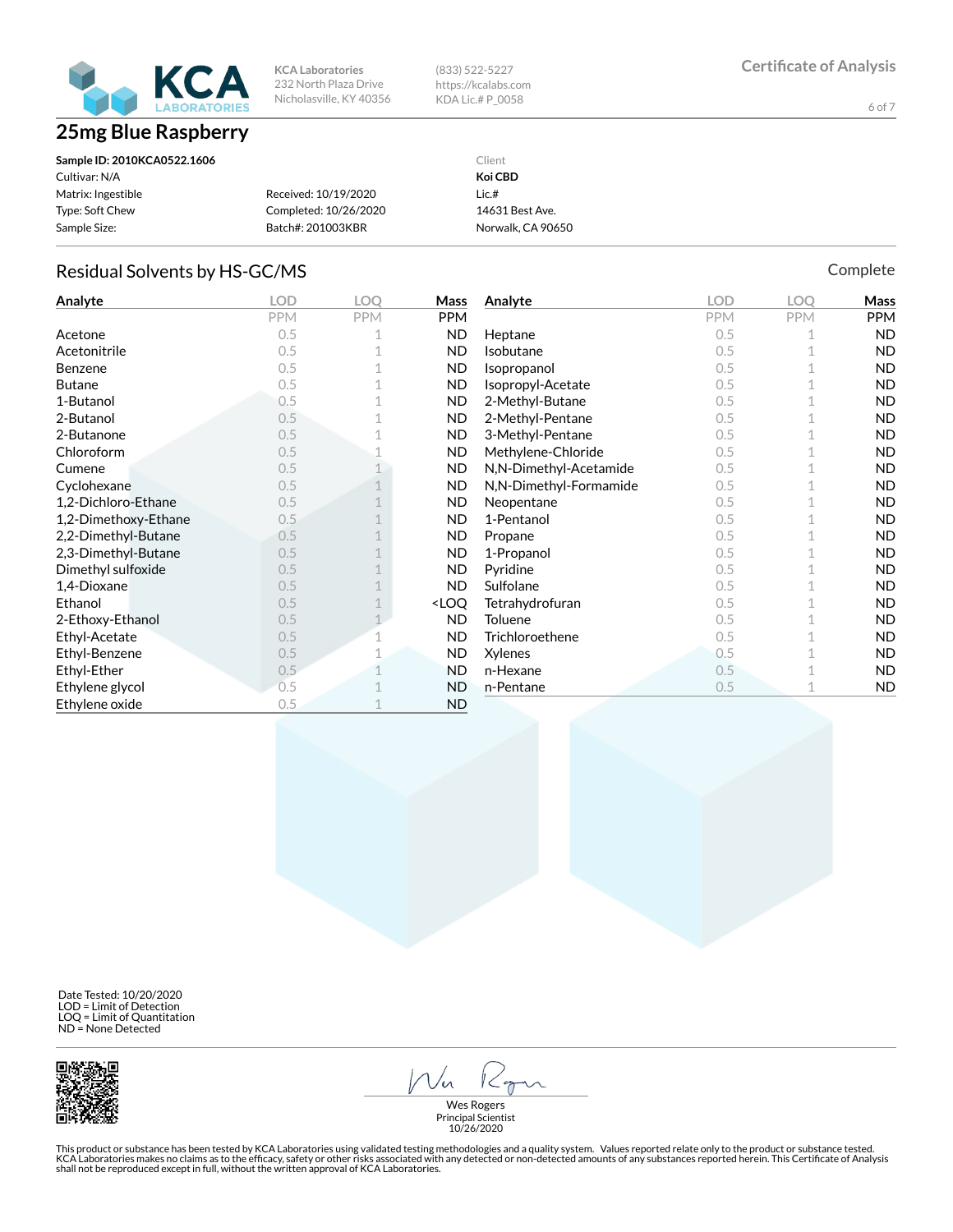KCA Laboratories
232 North Plaza Drive
Nicholasville, KY 40356

(833) 522-5227
https://kcalabs.com
KDA Lic.# P_0058

Certificate of Analysis

# 25mg Blue Raspberry

**Sample ID: 2010KCA0522.1606**
Cultivar: N/A
Matrix: Ingestible
Type: Soft Chew
Sample Size:

Received: 10/19/2020
Completed: 10/26/2020
Batch#: 201003KBR

Client
**Koi CBD**
Lic.#
14631 Best Ave.
Norwalk, CA 90650

## Residual Solvents by HS-GC/MS

Complete

| Analyte | LOD PPM | LOQ PPM | Mass PPM |
|---|---|---|---|
| Acetone | 0.5 | 1 | ND |
| Acetonitrile | 0.5 | 1 | ND |
| Benzene | 0.5 | 1 | ND |
| Butane | 0.5 | 1 | ND |
| 1-Butanol | 0.5 | 1 | ND |
| 2-Butanol | 0.5 | 1 | ND |
| 2-Butanone | 0.5 | 1 | ND |
| Chloroform | 0.5 | 1 | ND |
| Cumene | 0.5 | 1 | ND |
| Cyclohexane | 0.5 | 1 | ND |
| 1,2-Dichloro-Ethane | 0.5 | 1 | ND |
| 1,2-Dimethoxy-Ethane | 0.5 | 1 | ND |
| 2,2-Dimethyl-Butane | 0.5 | 1 | ND |
| 2,3-Dimethyl-Butane | 0.5 | 1 | ND |
| Dimethyl sulfoxide | 0.5 | 1 | ND |
| 1,4-Dioxane | 0.5 | 1 | ND |
| Ethanol | 0.5 | 1 | <LOQ |
| 2-Ethoxy-Ethanol | 0.5 | 1 | ND |
| Ethyl-Acetate | 0.5 | 1 | ND |
| Ethyl-Benzene | 0.5 | 1 | ND |
| Ethyl-Ether | 0.5 | 1 | ND |
| Ethylene glycol | 0.5 | 1 | ND |
| Ethylene oxide | 0.5 | 1 | ND |
| Heptane | 0.5 | 1 | ND |
| Isobutane | 0.5 | 1 | ND |
| Isopropanol | 0.5 | 1 | ND |
| Isopropyl-Acetate | 0.5 | 1 | ND |
| 2-Methyl-Butane | 0.5 | 1 | ND |
| 2-Methyl-Pentane | 0.5 | 1 | ND |
| 3-Methyl-Pentane | 0.5 | 1 | ND |
| Methylene-Chloride | 0.5 | 1 | ND |
| N,N-Dimethyl-Acetamide | 0.5 | 1 | ND |
| N,N-Dimethyl-Formamide | 0.5 | 1 | ND |
| Neopentane | 0.5 | 1 | ND |
| 1-Pentanol | 0.5 | 1 | ND |
| Propane | 0.5 | 1 | ND |
| 1-Propanol | 0.5 | 1 | ND |
| Pyridine | 0.5 | 1 | ND |
| Sulfolane | 0.5 | 1 | ND |
| Tetrahydrofuran | 0.5 | 1 | ND |
| Toluene | 0.5 | 1 | ND |
| Trichloroethene | 0.5 | 1 | ND |
| Xylenes | 0.5 | 1 | ND |
| n-Hexane | 0.5 | 1 | ND |
| n-Pentane | 0.5 | 1 | ND |

Date Tested: 10/20/2020
LOD = Limit of Detection
LOQ = Limit of Quantitation
ND = None Detected

Wes Rogers
Principal Scientist
10/26/2020

This product or substance has been tested by KCA Laboratories using validated testing methodologies and a quality system. Values reported relate only to the product or substance tested. KCA Laboratories makes no claims as to the efficacy, safety or other risks associated with any detected or non-detected amounts of any substances reported herein. This Certificate of Analysis shall not be reproduced except in full, without the written approval of KCA Laboratories.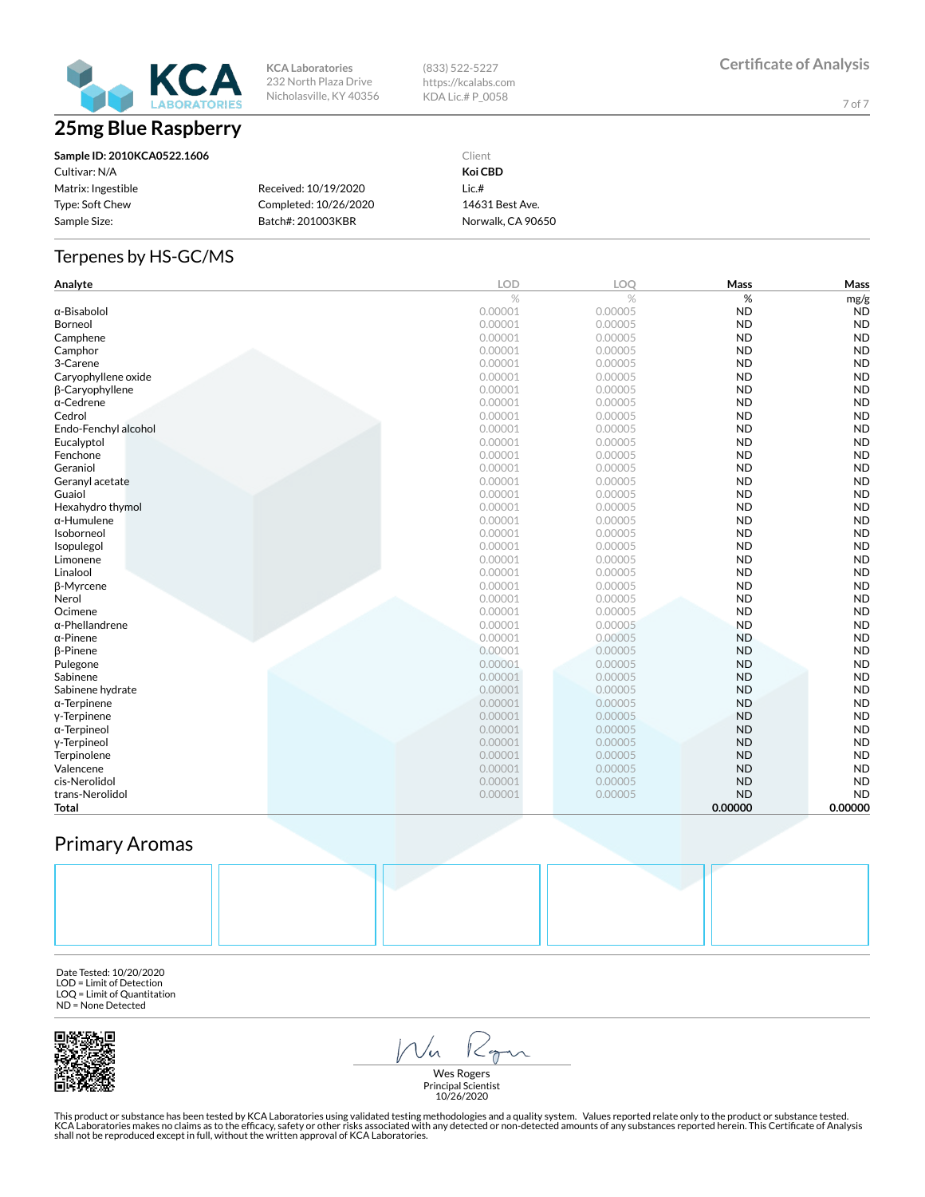KCA Laboratories
232 North Plaza Drive
Nicholasville, KY 40356

(833) 522-5227
https://kcalabs.com
KDA Lic.# P_0058

Certificate of Analysis

# 25mg Blue Raspberry

**Sample ID: 2010KCA0522.1606**
Cultivar: N/A
Matrix: Ingestible
Type: Soft Chew
Sample Size:

Received: 10/19/2020
Completed: 10/26/2020
Batch#: 201003KBR

Client
**Koi CBD**
Lic.#
14631 Best Ave.
Norwalk, CA 90650

## Terpenes by HS-GC/MS

| Analyte | LOD | LOQ | Mass | Mass |
|---|---|---|---|---|
| | % | % | % | mg/g |
| α-Bisabolol | 0.00001 | 0.00005 | ND | ND |
| Borneol | 0.00001 | 0.00005 | ND | ND |
| Camphene | 0.00001 | 0.00005 | ND | ND |
| Camphor | 0.00001 | 0.00005 | ND | ND |
| 3-Carene | 0.00001 | 0.00005 | ND | ND |
| Caryophyllene oxide | 0.00001 | 0.00005 | ND | ND |
| β-Caryophyllene | 0.00001 | 0.00005 | ND | ND |
| α-Cedrene | 0.00001 | 0.00005 | ND | ND |
| Cedrol | 0.00001 | 0.00005 | ND | ND |
| Endo-Fenchyl alcohol | 0.00001 | 0.00005 | ND | ND |
| Eucalyptol | 0.00001 | 0.00005 | ND | ND |
| Fenchone | 0.00001 | 0.00005 | ND | ND |
| Geraniol | 0.00001 | 0.00005 | ND | ND |
| Geranyl acetate | 0.00001 | 0.00005 | ND | ND |
| Guaiol | 0.00001 | 0.00005 | ND | ND |
| Hexahydro thymol | 0.00001 | 0.00005 | ND | ND |
| α-Humulene | 0.00001 | 0.00005 | ND | ND |
| Isoborneol | 0.00001 | 0.00005 | ND | ND |
| Isopulegol | 0.00001 | 0.00005 | ND | ND |
| Limonene | 0.00001 | 0.00005 | ND | ND |
| Linalool | 0.00001 | 0.00005 | ND | ND |
| β-Myrcene | 0.00001 | 0.00005 | ND | ND |
| Nerol | 0.00001 | 0.00005 | ND | ND |
| Ocimene | 0.00001 | 0.00005 | ND | ND |
| α-Phellandrene | 0.00001 | 0.00005 | ND | ND |
| α-Pinene | 0.00001 | 0.00005 | ND | ND |
| β-Pinene | 0.00001 | 0.00005 | ND | ND |
| Pulegone | 0.00001 | 0.00005 | ND | ND |
| Sabinene | 0.00001 | 0.00005 | ND | ND |
| Sabinene hydrate | 0.00001 | 0.00005 | ND | ND |
| α-Terpinene | 0.00001 | 0.00005 | ND | ND |
| γ-Terpinene | 0.00001 | 0.00005 | ND | ND |
| α-Terpineol | 0.00001 | 0.00005 | ND | ND |
| γ-Terpineol | 0.00001 | 0.00005 | ND | ND |
| Terpinolene | 0.00001 | 0.00005 | ND | ND |
| Valencene | 0.00001 | 0.00005 | ND | ND |
| cis-Nerolidol | 0.00001 | 0.00005 | ND | ND |
| trans-Nerolidol | 0.00001 | 0.00005 | ND | ND |
| **Total** | | | **0.00000** | **0.00000** |

## Primary Aromas

Date Tested: 10/20/2020
LOD = Limit of Detection
LOQ = Limit of Quantitation
ND = None Detected

Wes Rogers
Principal Scientist
10/26/2020

This product or substance has been tested by KCA Laboratories using validated testing methodologies and a quality system. Values reported relate only to the product or substance tested. KCA Laboratories makes no claims as to the efficacy, safety or other risks associated with any detected or non-detected amounts of any substances reported herein. This Certificate of Analysis shall not be reproduced except in full, without the written approval of KCA Laboratories.